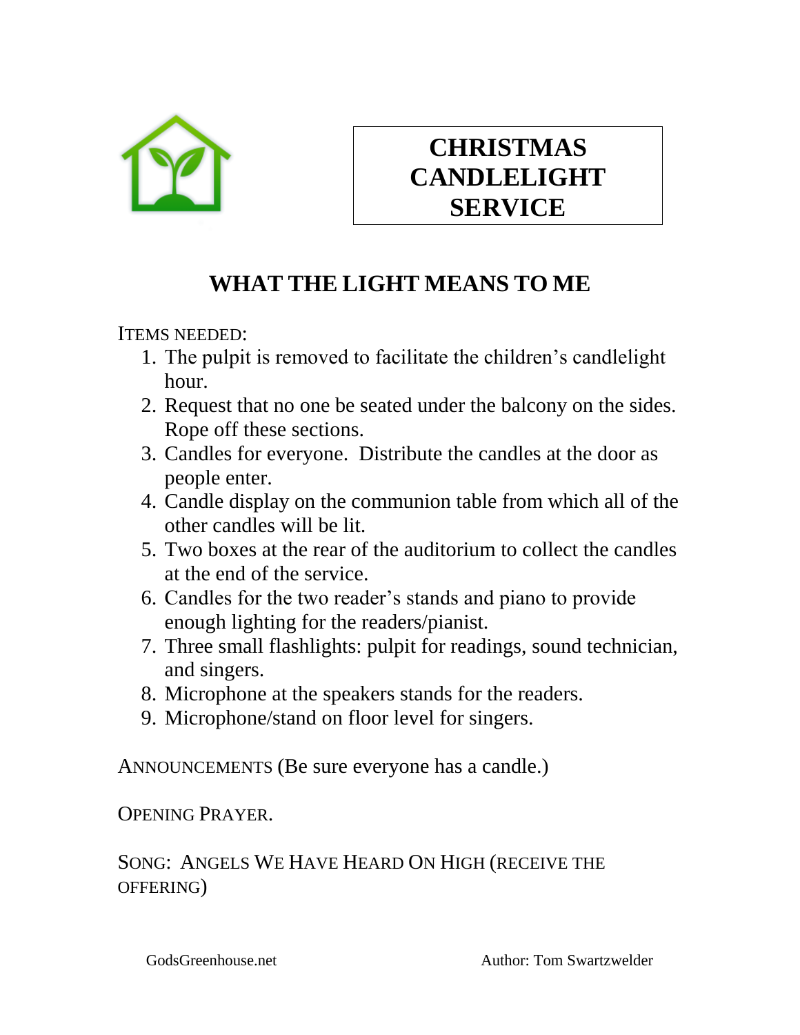# CHRISTMAS CANDLELIGHT SERVICE

## WHAT THE LIGHT MEANS TO ME

ITEMS NEEDED:

1. The pulpit is removed to facilitate the children's candlelight hour.
2. Request that no one be seated under the balcony on the sides. Rope off these sections.
3. Candles for everyone. Distribute the candles at the door as people enter.
4. Candle display on the communion table from which all of the other candles will be lit.
5. Two boxes at the rear of the auditorium to collect the candles at the end of the service.
6. Candles for the two reader's stands and piano to provide enough lighting for the readers/pianist.
7. Three small flashlights: pulpit for readings, sound technician, and singers.
8. Microphone at the speakers stands for the readers.
9. Microphone/stand on floor level for singers.

ANNOUNCEMENTS (Be sure everyone has a candle.)

OPENING PRAYER.

SONG: ANGELS WE HAVE HEARD ON HIGH (RECEIVE THE OFFERING)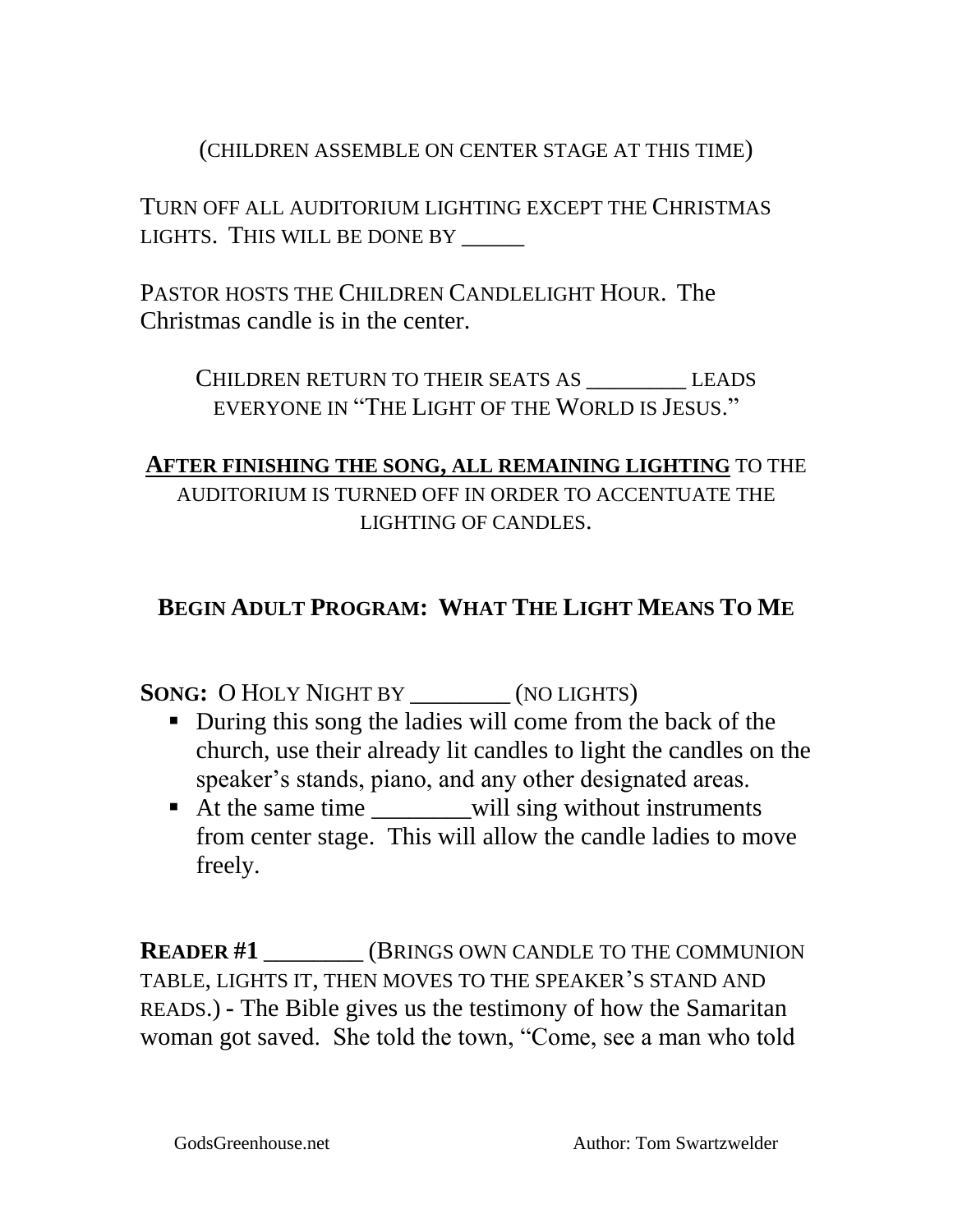(CHILDREN ASSEMBLE ON CENTER STAGE AT THIS TIME)

TURN OFF ALL AUDITORIUM LIGHTING EXCEPT THE CHRISTMAS LIGHTS. THIS WILL BE DONE BY _____

PASTOR HOSTS THE CHILDREN CANDLELIGHT HOUR. The Christmas candle is in the center.

CHILDREN RETURN TO THEIR SEATS AS _________ LEADS EVERYONE IN "THE LIGHT OF THE WORLD IS JESUS."

**<u>AFTER FINISHING THE SONG, ALL REMAINING LIGHTING</u>** TO THE AUDITORIUM IS TURNED OFF IN ORDER TO ACCENTUATE THE LIGHTING OF CANDLES.

## BEGIN ADULT PROGRAM: WHAT THE LIGHT MEANS TO ME

**SONG:** O HOLY NIGHT BY ________ (NO LIGHTS)

- During this song the ladies will come from the back of the church, use their already lit candles to light the candles on the speaker's stands, piano, and any other designated areas.
- At the same time ________will sing without instruments from center stage. This will allow the candle ladies to move freely.

**READER #1** ________ (BRINGS OWN CANDLE TO THE COMMUNION TABLE, LIGHTS IT, THEN MOVES TO THE SPEAKER'S STAND AND READS.) - The Bible gives us the testimony of how the Samaritan woman got saved. She told the town, "Come, see a man who told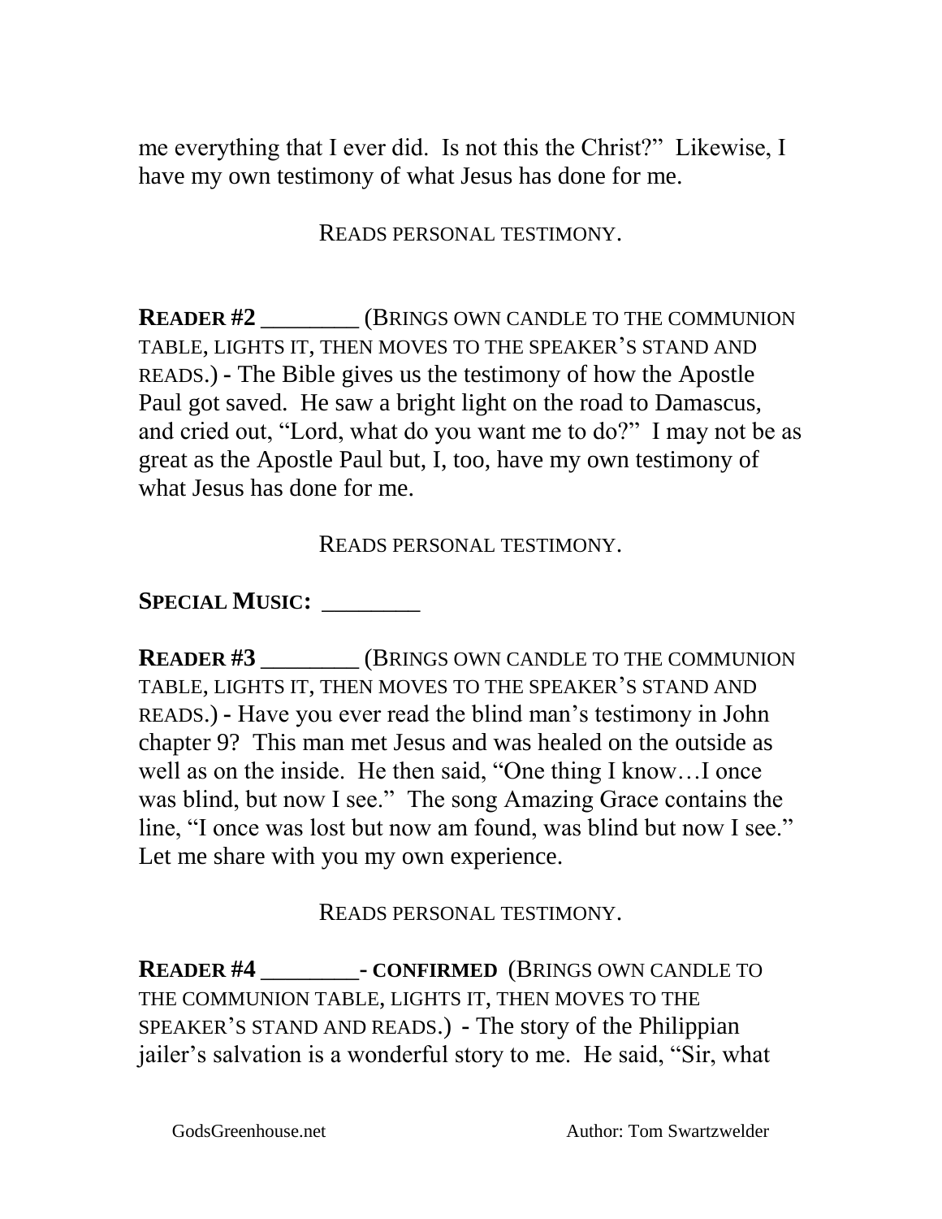me everything that I ever did. Is not this the Christ?" Likewise, I have my own testimony of what Jesus has done for me.

READS PERSONAL TESTIMONY.

**READER #2** ________ (BRINGS OWN CANDLE TO THE COMMUNION TABLE, LIGHTS IT, THEN MOVES TO THE SPEAKER'S STAND AND READS.) - The Bible gives us the testimony of how the Apostle Paul got saved. He saw a bright light on the road to Damascus, and cried out, "Lord, what do you want me to do?" I may not be as great as the Apostle Paul but, I, too, have my own testimony of what Jesus has done for me.

READS PERSONAL TESTIMONY.

**SPECIAL MUSIC:** ________

**READER #3** ________ (BRINGS OWN CANDLE TO THE COMMUNION TABLE, LIGHTS IT, THEN MOVES TO THE SPEAKER'S STAND AND READS.) - Have you ever read the blind man's testimony in John chapter 9? This man met Jesus and was healed on the outside as well as on the inside. He then said, "One thing I know…I once was blind, but now I see." The song Amazing Grace contains the line, "I once was lost but now am found, was blind but now I see." Let me share with you my own experience.

READS PERSONAL TESTIMONY.

**READER #4** ________**- CONFIRMED** (BRINGS OWN CANDLE TO THE COMMUNION TABLE, LIGHTS IT, THEN MOVES TO THE SPEAKER'S STAND AND READS.) - The story of the Philippian jailer's salvation is a wonderful story to me. He said, "Sir, what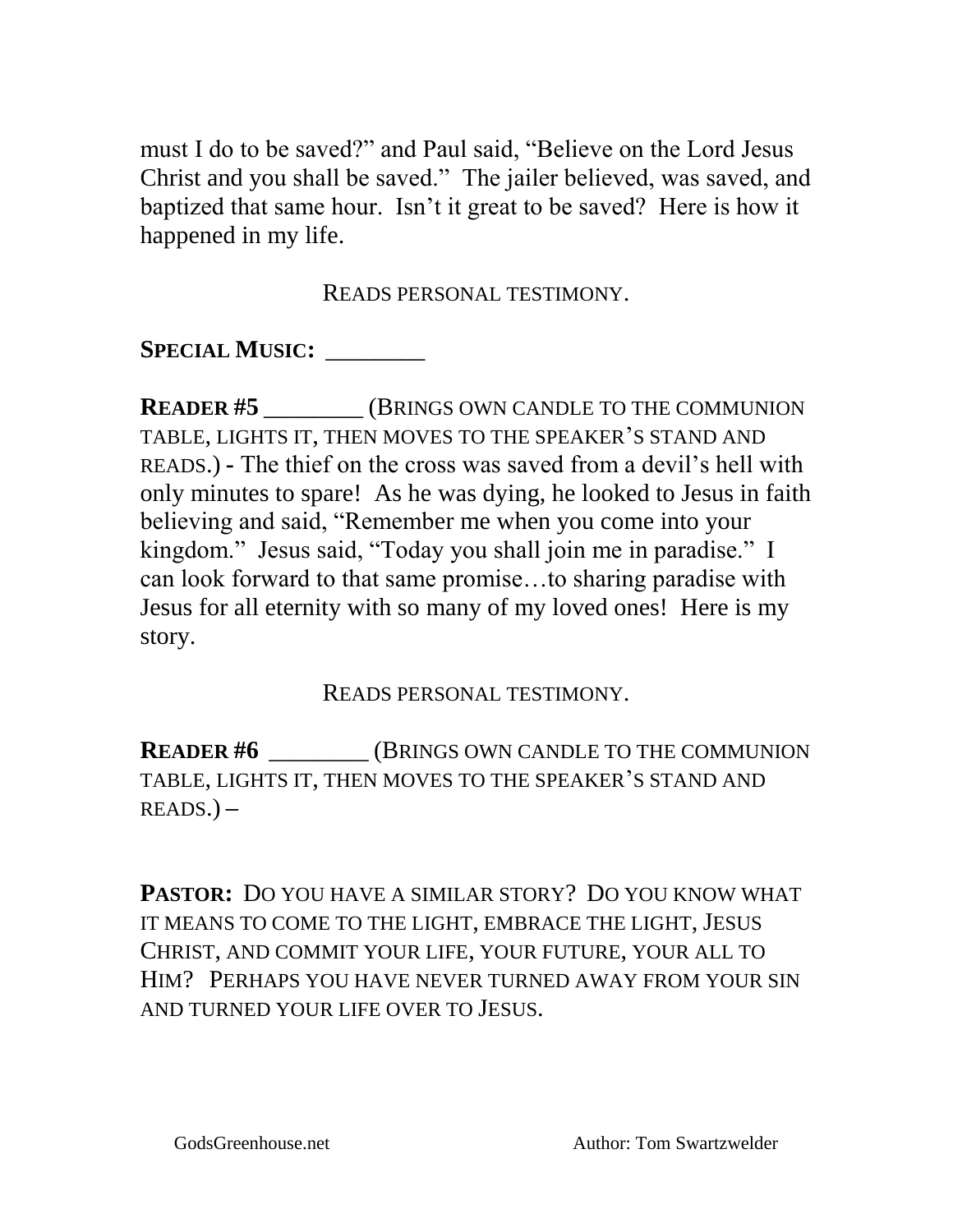must I do to be saved?" and Paul said, "Believe on the Lord Jesus Christ and you shall be saved." The jailer believed, was saved, and baptized that same hour. Isn't it great to be saved? Here is how it happened in my life.

READS PERSONAL TESTIMONY.

**SPECIAL MUSIC:** ________

**READER #5** ________ (BRINGS OWN CANDLE TO THE COMMUNION TABLE, LIGHTS IT, THEN MOVES TO THE SPEAKER'S STAND AND READS.) - The thief on the cross was saved from a devil's hell with only minutes to spare! As he was dying, he looked to Jesus in faith believing and said, "Remember me when you come into your kingdom." Jesus said, "Today you shall join me in paradise." I can look forward to that same promise…to sharing paradise with Jesus for all eternity with so many of my loved ones! Here is my story.

READS PERSONAL TESTIMONY.

**READER #6** ________ (BRINGS OWN CANDLE TO THE COMMUNION TABLE, LIGHTS IT, THEN MOVES TO THE SPEAKER'S STAND AND READS.) –

**PASTOR:** DO YOU HAVE A SIMILAR STORY? DO YOU KNOW WHAT IT MEANS TO COME TO THE LIGHT, EMBRACE THE LIGHT, JESUS CHRIST, AND COMMIT YOUR LIFE, YOUR FUTURE, YOUR ALL TO HIM? PERHAPS YOU HAVE NEVER TURNED AWAY FROM YOUR SIN AND TURNED YOUR LIFE OVER TO JESUS.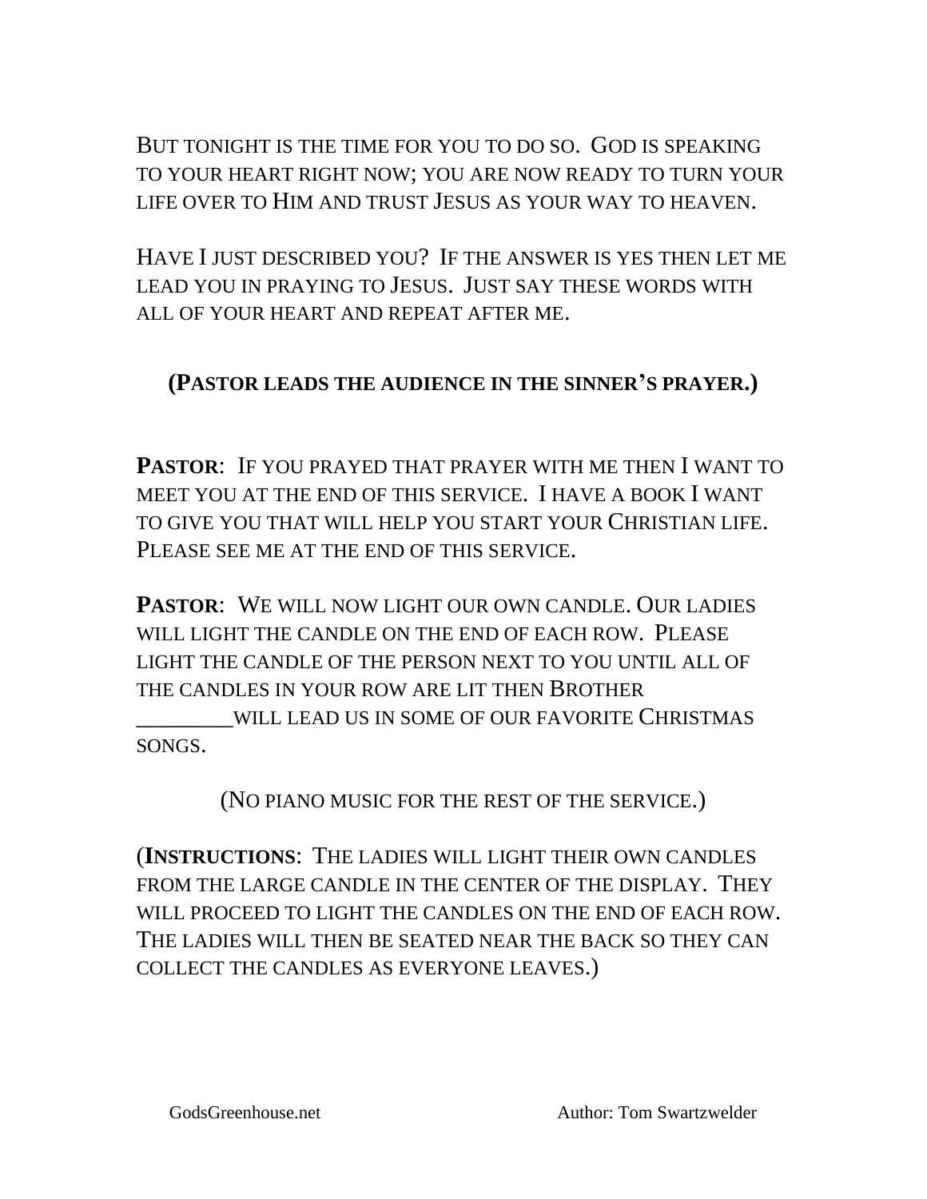But tonight is the time for you to do so. God is speaking to your heart right now; you are now ready to turn your life over to Him and trust Jesus as your way to heaven.

Have I just described you? If the answer is yes then let me lead you in praying to Jesus. Just say these words with all of your heart and repeat after me.

**(Pastor leads the audience in the sinner's prayer.)**

**Pastor**: If you prayed that prayer with me then I want to meet you at the end of this service. I have a book I want to give you that will help you start your Christian life. Please see me at the end of this service.

**Pastor**: We will now light our own candle. Our ladies will light the candle on the end of each row. Please light the candle of the person next to you until all of the candles in your row are lit then Brother _________will lead us in some of our favorite Christmas songs.

(No piano music for the rest of the service.)

(**Instructions**: The ladies will light their own candles from the large candle in the center of the display. They will proceed to light the candles on the end of each row. The ladies will then be seated near the back so they can collect the candles as everyone leaves.)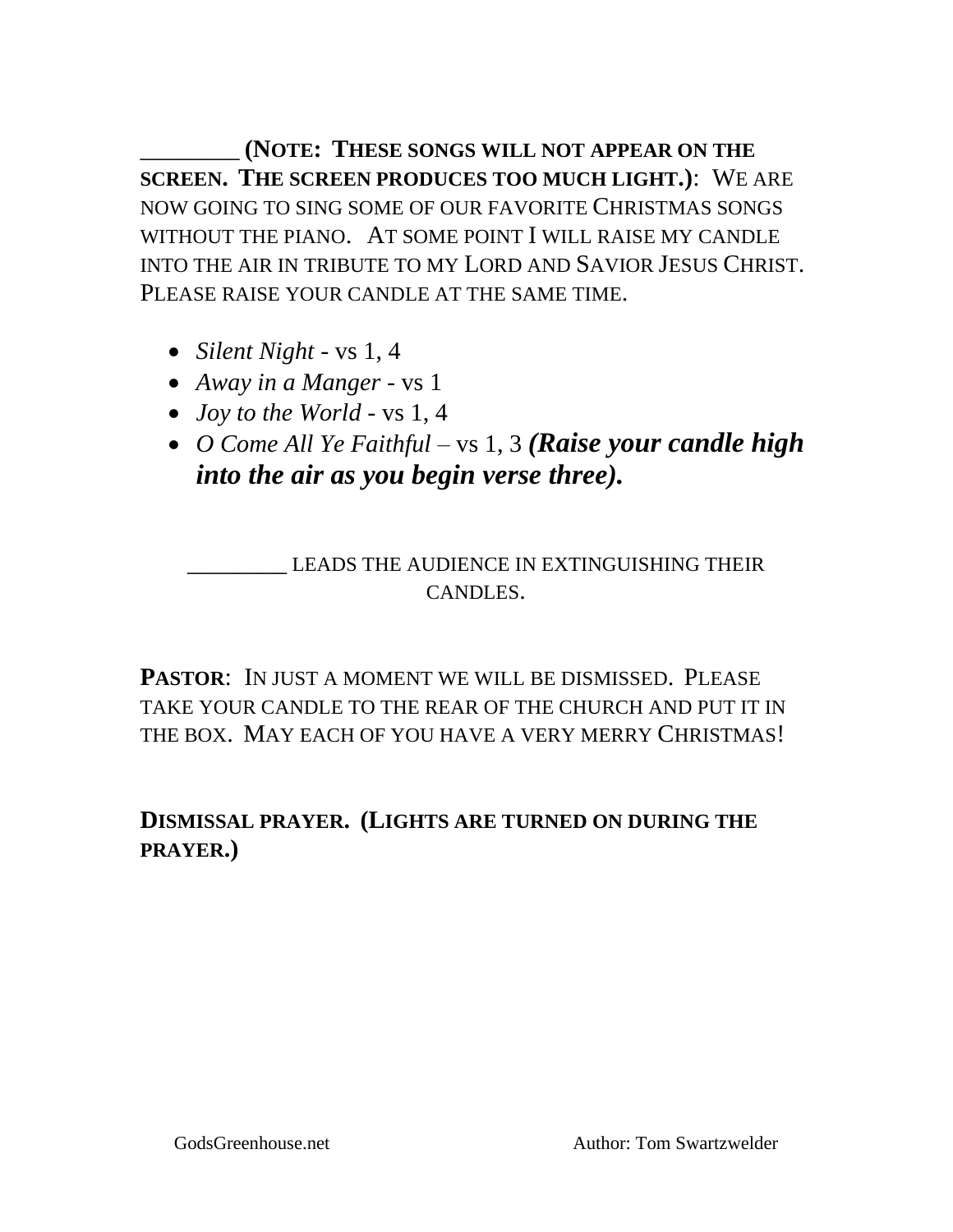________ **(Note: These songs will not appear on the screen. The screen produces too much light.)**: We are now going to sing some of our favorite Christmas songs without the piano. At some point I will raise my candle into the air in tribute to my Lord and Savior Jesus Christ. Please raise your candle at the same time.

- *Silent Night* - vs 1, 4
- *Away in a Manger* - vs 1
- *Joy to the World* - vs 1, 4
- *O Come All Ye Faithful* – vs 1, 3 ***(Raise your candle high into the air as you begin verse three).***

_________ leads the audience in extinguishing their candles.

**Pastor**: In just a moment we will be dismissed. Please take your candle to the rear of the church and put it in the box. May each of you have a very merry Christmas!

**Dismissal prayer. (Lights are turned on during the prayer.)**